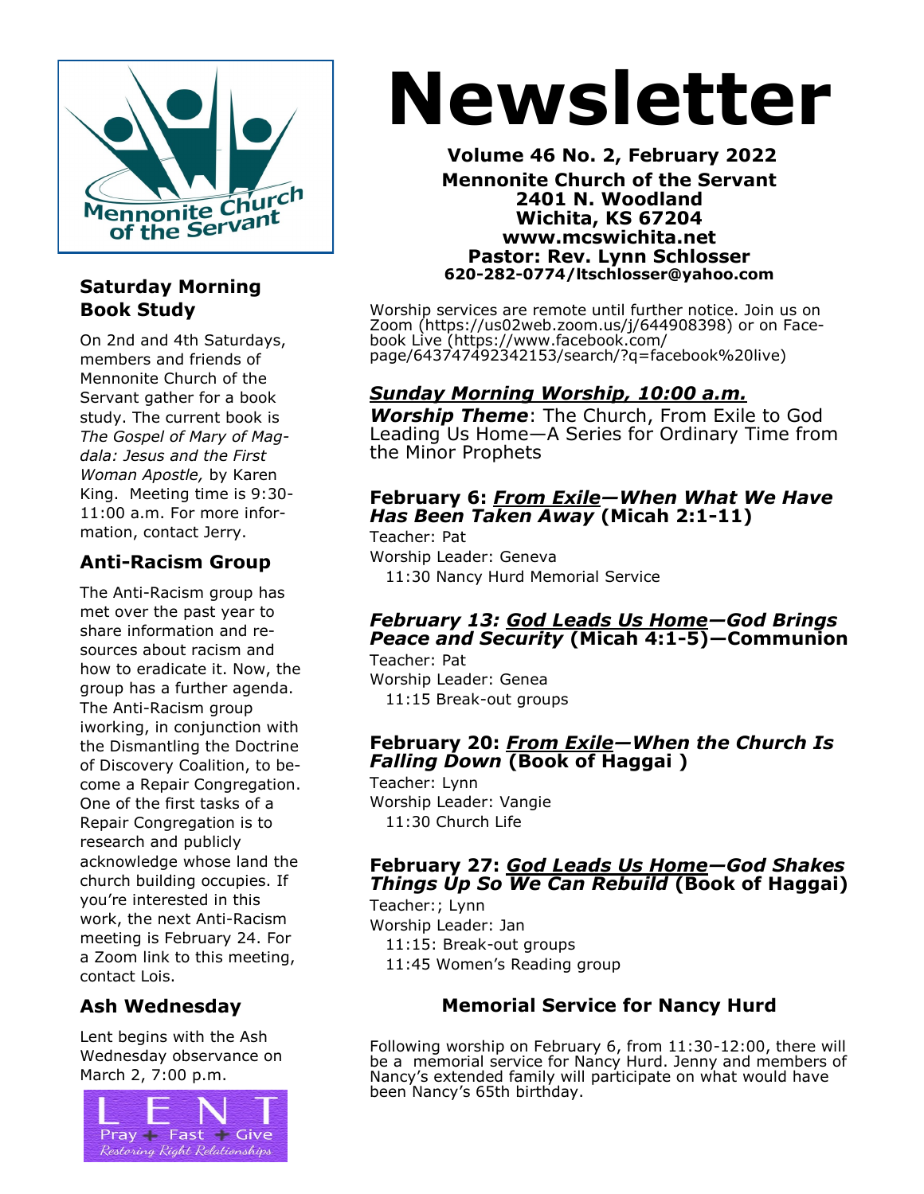# Newsletter

**Volume 46 No. 2, February 2022**
**Mennonite Church of the Servant**
**2401 N. Woodland**
**Wichita, KS 67204**
**www.mcswichita.net**
**Pastor: Rev. Lynn Schlosser**
**620-282-0774/ltschlosser@yahoo.com**

Worship services are remote until further notice. Join us on Zoom (https://us02web.zoom.us/j/644908398) or on Facebook Live (https://www.facebook.com/page/643747492342153/search/?q=facebook%20live)

## *Sunday Morning Worship, 10:00 a.m.*

***Worship Theme***: The Church, From Exile to God Leading Us Home—A Series for Ordinary Time from the Minor Prophets

### February 6: *From Exile—When What We Have Has Been Taken Away* (Micah 2:1-11)

Teacher: Pat
Worship Leader: Geneva
11:30 Nancy Hurd Memorial Service

### *February 13: God Leads Us Home—God Brings Peace and Security* (Micah 4:1-5)—Communion

Teacher: Pat
Worship Leader: Genea
11:15 Break-out groups

### February 20: *From Exile—When the Church Is Falling Down* (Book of Haggai )

Teacher: Lynn
Worship Leader: Vangie
11:30 Church Life

### February 27: *God Leads Us Home—God Shakes Things Up So We Can Rebuild* (Book of Haggai)

Teacher:; Lynn
Worship Leader: Jan
11:15: Break-out groups
11:45 Women's Reading group

## Memorial Service for Nancy Hurd

Following worship on February 6, from 11:30-12:00, there will be a memorial service for Nancy Hurd. Jenny and members of Nancy's extended family will participate on what would have been Nancy's 65th birthday.

## Saturday Morning Book Study

On 2nd and 4th Saturdays, members and friends of Mennonite Church of the Servant gather for a book study. The current book is *The Gospel of Mary of Magdala: Jesus and the First Woman Apostle,* by Karen King. Meeting time is 9:30-11:00 a.m. For more information, contact Jerry.

## Anti-Racism Group

The Anti-Racism group has met over the past year to share information and resources about racism and how to eradicate it. Now, the group has a further agenda. The Anti-Racism group iworking, in conjunction with the Dismantling the Doctrine of Discovery Coalition, to become a Repair Congregation. One of the first tasks of a Repair Congregation is to research and publicly acknowledge whose land the church building occupies. If you're interested in this work, the next Anti-Racism meeting is February 24. For a Zoom link to this meeting, contact Lois.

## Ash Wednesday

Lent begins with the Ash Wednesday observance on March 2, 7:00 p.m.

LENT
Pray + Fast + Give
*Restoring Right Relationships*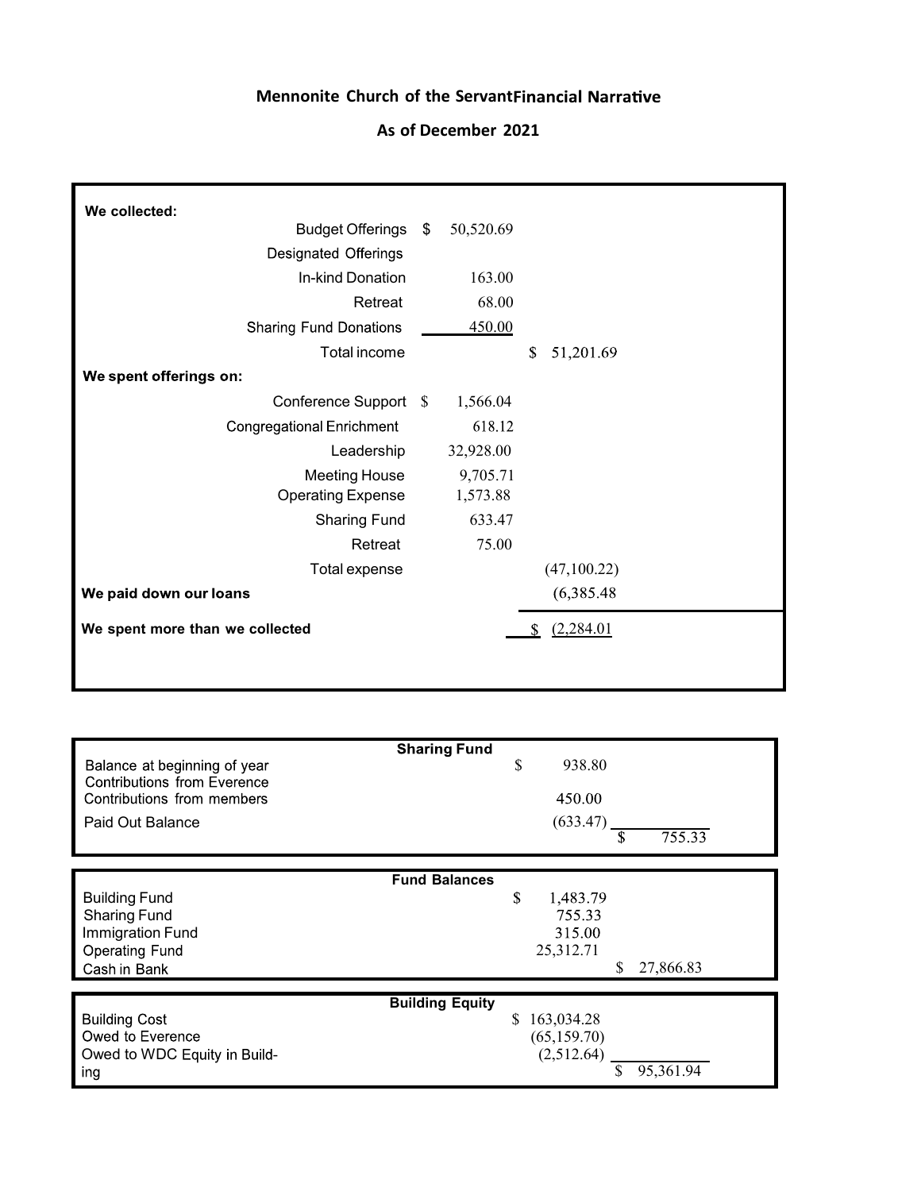# Mennonite Church of the ServantFinancial Narrative

## As of December 2021

| | | |
|---|---|---|
| **We collected:** | | |
| Budget Offerings | $ 50,520.69 | |
| Designated Offerings | | |
| In-kind Donation | 163.00 | |
| Retreat | 68.00 | |
| Sharing Fund Donations | 450.00 | |
| Total income | | $ 51,201.69 |
| **We spent offerings on:** | | |
| Conference Support | $ 1,566.04 | |
| Congregational Enrichment | 618.12 | |
| Leadership | 32,928.00 | |
| Meeting House | 9,705.71 | |
| Operating Expense | 1,573.88 | |
| Sharing Fund | 633.47 | |
| Retreat | 75.00 | |
| Total expense | | (47,100.22) |
| **We paid down our loans** | | (6,385.48 |
| **We spent more than we collected** | | $ (2,284.01 |

| Sharing Fund | | |
|---|---|---|
| Balance at beginning of year | $ 938.80 | |
| Contributions from Everence | | |
| Contributions from members | 450.00 | |
| Paid Out Balance | (633.47) | $ 755.33 |

| Fund Balances | | |
|---|---|---|
| Building Fund | $ 1,483.79 | |
| Sharing Fund | 755.33 | |
| Immigration Fund | 315.00 | |
| Operating Fund | 25,312.71 | |
| Cash in Bank | | $ 27,866.83 |

| Building Equity | | |
|---|---|---|
| Building Cost | $ 163,034.28 | |
| Owed to Everence | (65,159.70) | |
| Owed to WDC Equity in Building | (2,512.64) | $ 95,361.94 |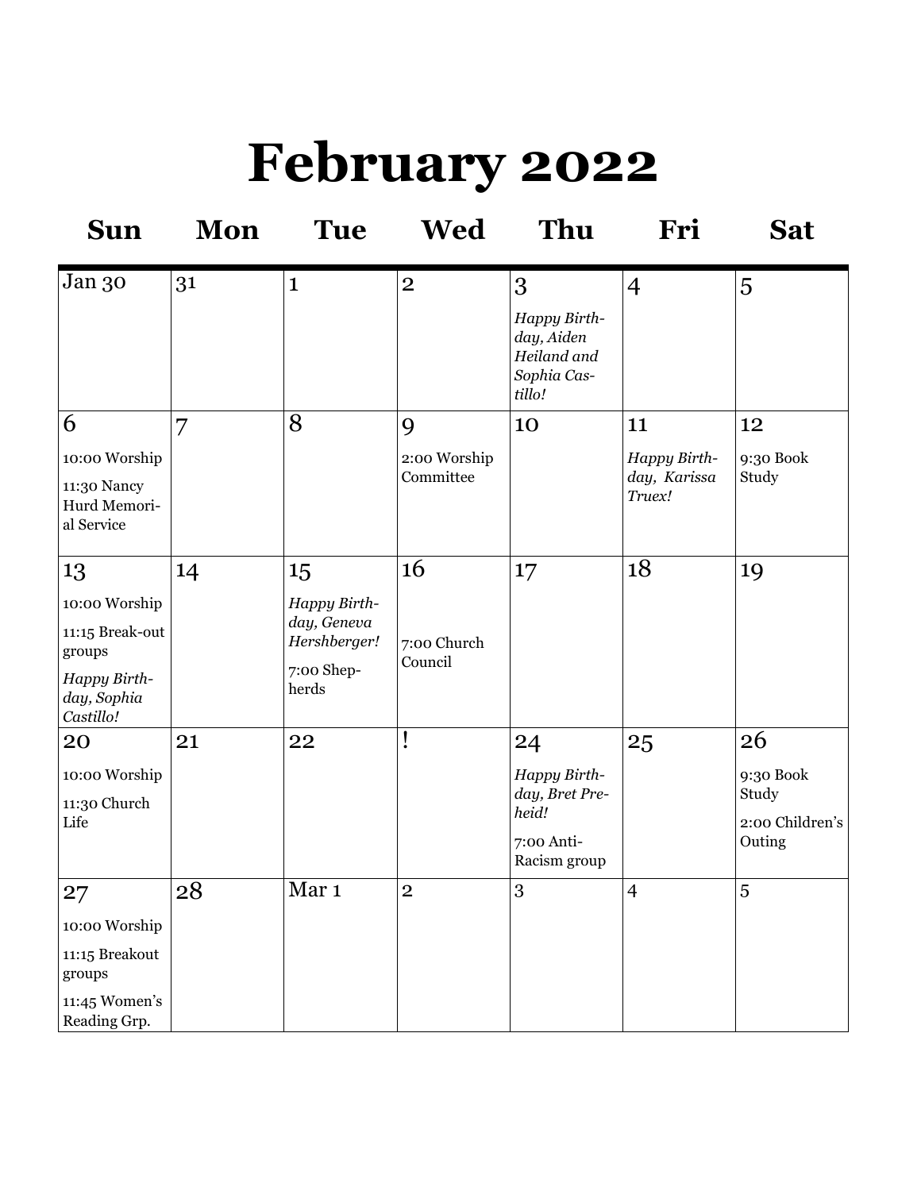# February 2022

| Sun | Mon | Tue | Wed | Thu | Fri | Sat |
|---|---|---|---|---|---|---|
| Jan 30 | 31 | 1 | 2 | 3<br>*Happy Birth-day, Aiden Heiland and Sophia Cas-tillo!* | 4 | 5 |
| 6<br>10:00 Worship<br>11:30 Nancy Hurd Memori-al Service | 7 | 8 | 9<br>2:00 Worship Committee | 10 | 11<br>*Happy Birth-day, Karissa Truex!* | 12<br>9:30 Book Study |
| 13<br>10:00 Worship<br>11:15 Break-out groups<br>*Happy Birth-day, Sophia Castillo!* | 14 | 15<br>*Happy Birth-day, Geneva Hershberger!*<br>7:00 Shep-herds | 16<br>7:00 Church Council | 17 | 18 | 19 |
| 20<br>10:00 Worship<br>11:30 Church Life | 21 | 22 | ! | 24<br>*Happy Birth-day, Bret Pre-heid!*<br>7:00 Anti-Racism group | 25 | 26<br>9:30 Book Study<br>2:00 Children's Outing |
| 27<br>10:00 Worship<br>11:15 Breakout groups<br>11:45 Women's Reading Grp. | 28 | Mar 1 | 2 | 3 | 4 | 5 |